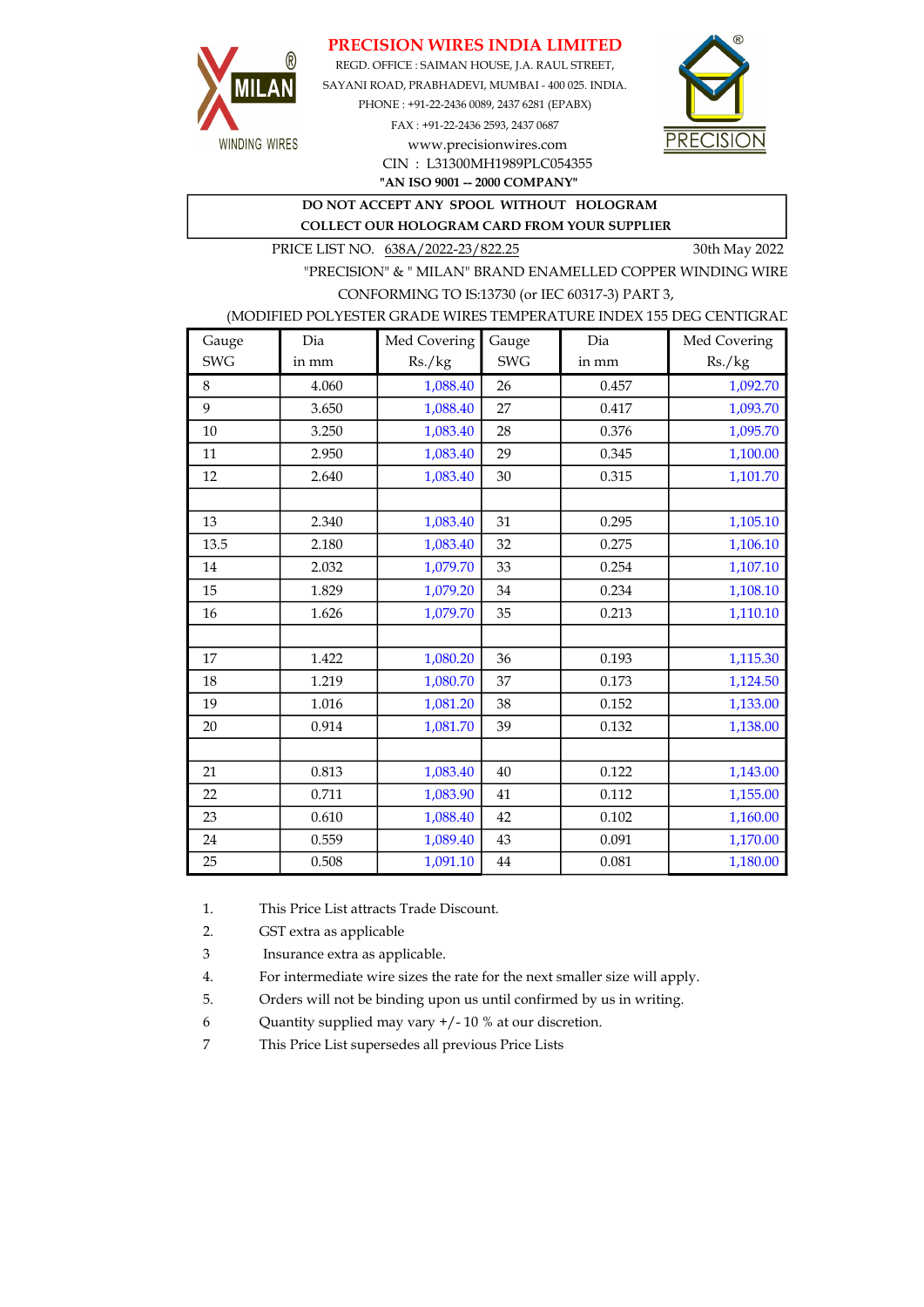# PRECISION WIRES INDIA LIMITED

MILAN® WINDING WIRES

REGD. OFFICE : SAIMAN HOUSE, J.A. RAUL STREET,
SAYANI ROAD, PRABHADEVI, MUMBAI - 400 025. INDIA.
PHONE : +91-22-2436 0089, 2437 6281 (EPABX)
FAX : +91-22-2436 2593, 2437 0687
www.precisionwires.com
CIN : L31300MH1989PLC054355
**"AN ISO 9001 -- 2000 COMPANY"**

PRECISION®

**DO NOT ACCEPT ANY SPOOL WITHOUT HOLOGRAM**
**COLLECT OUR HOLOGRAM CARD FROM YOUR SUPPLIER**

PRICE LIST NO. 638A/2022-23/822.25 — 30th May 2022

"PRECISION" & " MILAN" BRAND ENAMELLED COPPER WINDING WIRE
CONFORMING TO IS:13730 (or IEC 60317-3) PART 3,
(MODIFIED POLYESTER GRADE WIRES TEMPERATURE INDEX 155 DEG CENTIGRAD

| Gauge SWG | Dia in mm | Med Covering Rs./kg | Gauge SWG | Dia in mm | Med Covering Rs./kg |
|---|---|---|---|---|---|
| 8 | 4.060 | 1,088.40 | 26 | 0.457 | 1,092.70 |
| 9 | 3.650 | 1,088.40 | 27 | 0.417 | 1,093.70 |
| 10 | 3.250 | 1,083.40 | 28 | 0.376 | 1,095.70 |
| 11 | 2.950 | 1,083.40 | 29 | 0.345 | 1,100.00 |
| 12 | 2.640 | 1,083.40 | 30 | 0.315 | 1,101.70 |
| | | | | | |
| 13 | 2.340 | 1,083.40 | 31 | 0.295 | 1,105.10 |
| 13.5 | 2.180 | 1,083.40 | 32 | 0.275 | 1,106.10 |
| 14 | 2.032 | 1,079.70 | 33 | 0.254 | 1,107.10 |
| 15 | 1.829 | 1,079.20 | 34 | 0.234 | 1,108.10 |
| 16 | 1.626 | 1,079.70 | 35 | 0.213 | 1,110.10 |
| | | | | | |
| 17 | 1.422 | 1,080.20 | 36 | 0.193 | 1,115.30 |
| 18 | 1.219 | 1,080.70 | 37 | 0.173 | 1,124.50 |
| 19 | 1.016 | 1,081.20 | 38 | 0.152 | 1,133.00 |
| 20 | 0.914 | 1,081.70 | 39 | 0.132 | 1,138.00 |
| | | | | | |
| 21 | 0.813 | 1,083.40 | 40 | 0.122 | 1,143.00 |
| 22 | 0.711 | 1,083.90 | 41 | 0.112 | 1,155.00 |
| 23 | 0.610 | 1,088.40 | 42 | 0.102 | 1,160.00 |
| 24 | 0.559 | 1,089.40 | 43 | 0.091 | 1,170.00 |
| 25 | 0.508 | 1,091.10 | 44 | 0.081 | 1,180.00 |

1. This Price List attracts Trade Discount.
2. GST extra as applicable
3. Insurance extra as applicable.
4. For intermediate wire sizes the rate for the next smaller size will apply.
5. Orders will not be binding upon us until confirmed by us in writing.
6. Quantity supplied may vary +/- 10 % at our discretion.
7. This Price List supersedes all previous Price Lists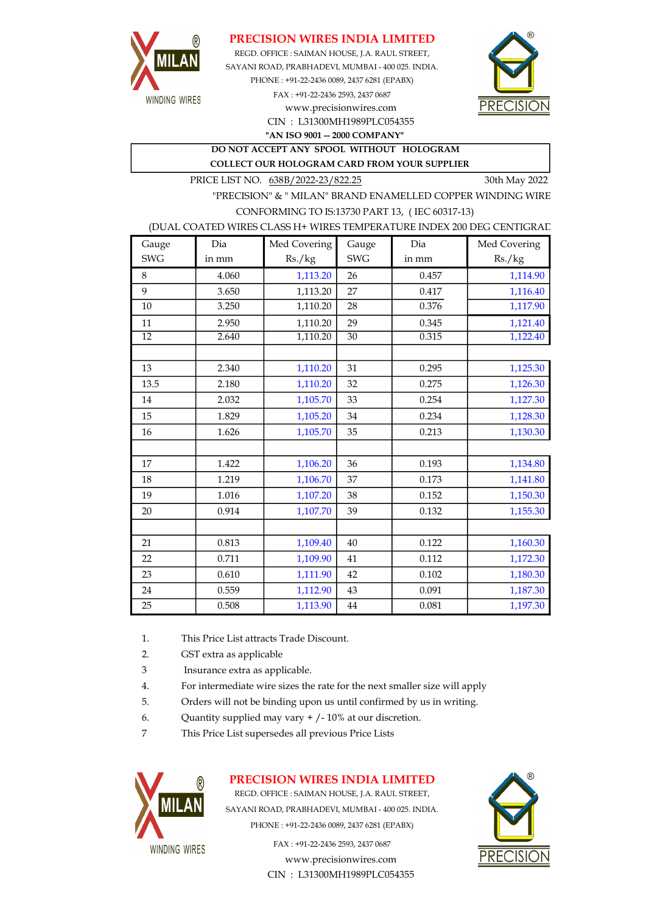# PRECISION WIRES INDIA LIMITED

REGD. OFFICE : SAIMAN HOUSE, J.A. RAUL STREET,
SAYANI ROAD, PRABHADEVI, MUMBAI - 400 025. INDIA.
PHONE : +91-22-2436 0089, 2437 6281 (EPABX)
FAX : +91-22-2436 2593, 2437 0687
www.precisionwires.com
CIN : L31300MH1989PLC054355
**"AN ISO 9001 -- 2000 COMPANY"**

**DO NOT ACCEPT ANY SPOOL WITHOUT HOLOGRAM**
**COLLECT OUR HOLOGRAM CARD FROM YOUR SUPPLIER**

PRICE LIST NO. 638B/2022-23/822.25 — 30th May 2022

"PRECISION" & " MILAN" BRAND ENAMELLED COPPER WINDING WIRE
CONFORMING TO IS:13730 PART 13, ( IEC 60317-13)
(DUAL COATED WIRES CLASS H+ WIRES TEMPERATURE INDEX 200 DEG CENTIGRAD

| Gauge SWG | Dia in mm | Med Covering Rs./kg | Gauge SWG | Dia in mm | Med Covering Rs./kg |
|---|---|---|---|---|---|
| 8 | 4.060 | 1,113.20 | 26 | 0.457 | 1,114.90 |
| 9 | 3.650 | 1,113.20 | 27 | 0.417 | 1,116.40 |
| 10 | 3.250 | 1,110.20 | 28 | 0.376 | 1,117.90 |
| 11 | 2.950 | 1,110.20 | 29 | 0.345 | 1,121.40 |
| 12 | 2.640 | 1,110.20 | 30 | 0.315 | 1,122.40 |
| | | | | | |
| 13 | 2.340 | 1,110.20 | 31 | 0.295 | 1,125.30 |
| 13.5 | 2.180 | 1,110.20 | 32 | 0.275 | 1,126.30 |
| 14 | 2.032 | 1,105.70 | 33 | 0.254 | 1,127.30 |
| 15 | 1.829 | 1,105.20 | 34 | 0.234 | 1,128.30 |
| 16 | 1.626 | 1,105.70 | 35 | 0.213 | 1,130.30 |
| | | | | | |
| 17 | 1.422 | 1,106.20 | 36 | 0.193 | 1,134.80 |
| 18 | 1.219 | 1,106.70 | 37 | 0.173 | 1,141.80 |
| 19 | 1.016 | 1,107.20 | 38 | 0.152 | 1,150.30 |
| 20 | 0.914 | 1,107.70 | 39 | 0.132 | 1,155.30 |
| | | | | | |
| 21 | 0.813 | 1,109.40 | 40 | 0.122 | 1,160.30 |
| 22 | 0.711 | 1,109.90 | 41 | 0.112 | 1,172.30 |
| 23 | 0.610 | 1,111.90 | 42 | 0.102 | 1,180.30 |
| 24 | 0.559 | 1,112.90 | 43 | 0.091 | 1,187.30 |
| 25 | 0.508 | 1,113.90 | 44 | 0.081 | 1,197.30 |

1. This Price List attracts Trade Discount.
2. GST extra as applicable
3. Insurance extra as applicable.
4. For intermediate wire sizes the rate for the next smaller size will apply
5. Orders will not be binding upon us until confirmed by us in writing.
6. Quantity supplied may vary + /- 10% at our discretion.
7. This Price List supersedes all previous Price Lists

# PRECISION WIRES INDIA LIMITED

REGD. OFFICE : SAIMAN HOUSE, J.A. RAUL STREET,
SAYANI ROAD, PRABHADEVI, MUMBAI - 400 025. INDIA.
PHONE : +91-22-2436 0089, 2437 6281 (EPABX)
FAX : +91-22-2436 2593, 2437 0687
www.precisionwires.com
CIN : L31300MH1989PLC054355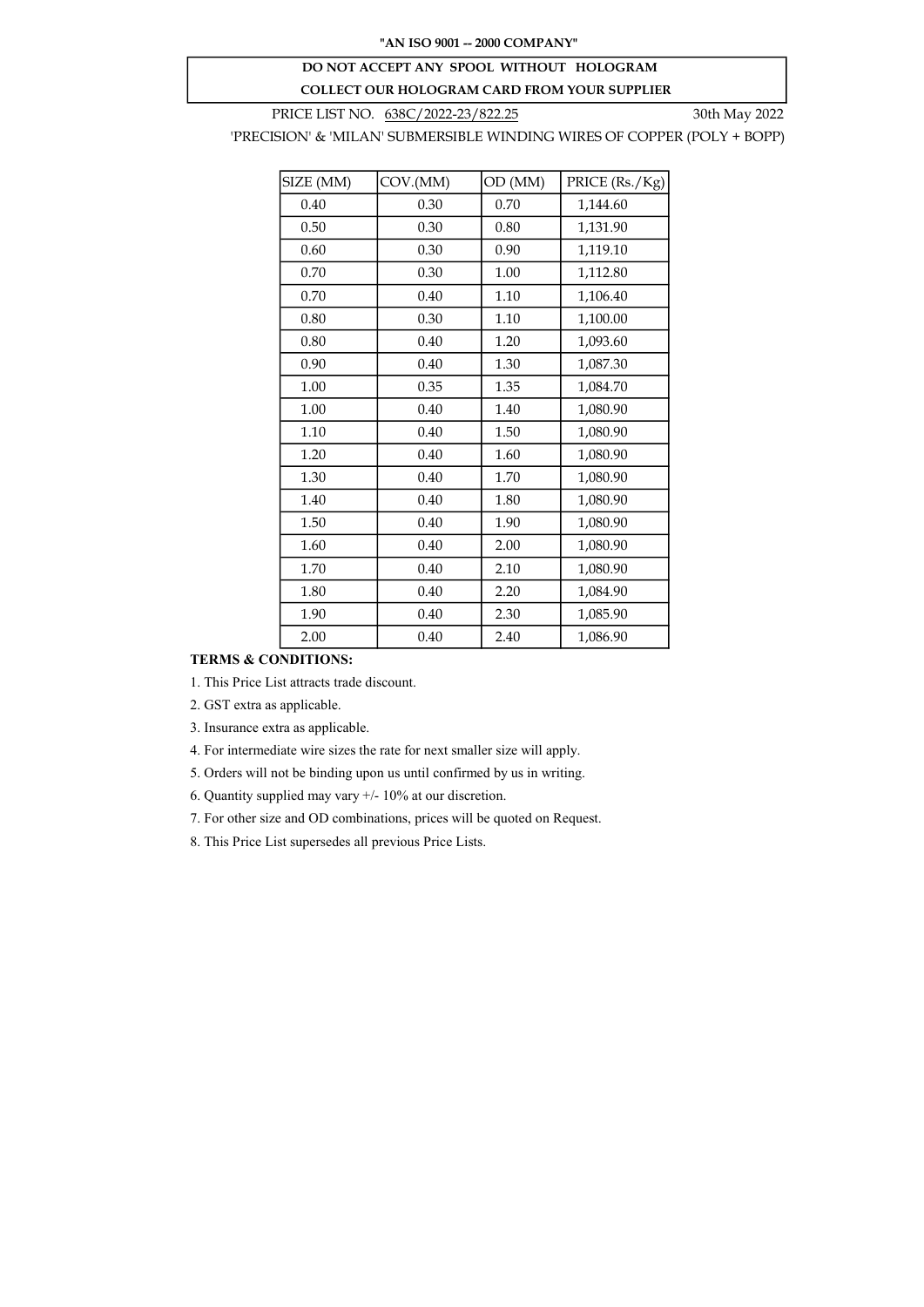**"AN ISO 9001 -- 2000 COMPANY"**

**DO NOT ACCEPT ANY SPOOL WITHOUT HOLOGRAM**

**COLLECT OUR HOLOGRAM CARD FROM YOUR SUPPLIER**

PRICE LIST NO. 638C/2022-23/822.25 30th May 2022

'PRECISION' & 'MILAN' SUBMERSIBLE WINDING WIRES OF COPPER (POLY + BOPP)

| SIZE (MM) | COV.(MM) | OD (MM) | PRICE (Rs./Kg) |
|---|---|---|---|
| 0.40 | 0.30 | 0.70 | 1,144.60 |
| 0.50 | 0.30 | 0.80 | 1,131.90 |
| 0.60 | 0.30 | 0.90 | 1,119.10 |
| 0.70 | 0.30 | 1.00 | 1,112.80 |
| 0.70 | 0.40 | 1.10 | 1,106.40 |
| 0.80 | 0.30 | 1.10 | 1,100.00 |
| 0.80 | 0.40 | 1.20 | 1,093.60 |
| 0.90 | 0.40 | 1.30 | 1,087.30 |
| 1.00 | 0.35 | 1.35 | 1,084.70 |
| 1.00 | 0.40 | 1.40 | 1,080.90 |
| 1.10 | 0.40 | 1.50 | 1,080.90 |
| 1.20 | 0.40 | 1.60 | 1,080.90 |
| 1.30 | 0.40 | 1.70 | 1,080.90 |
| 1.40 | 0.40 | 1.80 | 1,080.90 |
| 1.50 | 0.40 | 1.90 | 1,080.90 |
| 1.60 | 0.40 | 2.00 | 1,080.90 |
| 1.70 | 0.40 | 2.10 | 1,080.90 |
| 1.80 | 0.40 | 2.20 | 1,084.90 |
| 1.90 | 0.40 | 2.30 | 1,085.90 |
| 2.00 | 0.40 | 2.40 | 1,086.90 |

**TERMS & CONDITIONS:**

1. This Price List attracts trade discount.
2. GST extra as applicable.
3. Insurance extra as applicable.
4. For intermediate wire sizes the rate for next smaller size will apply.
5. Orders will not be binding upon us until confirmed by us in writing.
6. Quantity supplied may vary +/- 10% at our discretion.
7. For other size and OD combinations, prices will be quoted on Request.
8. This Price List supersedes all previous Price Lists.